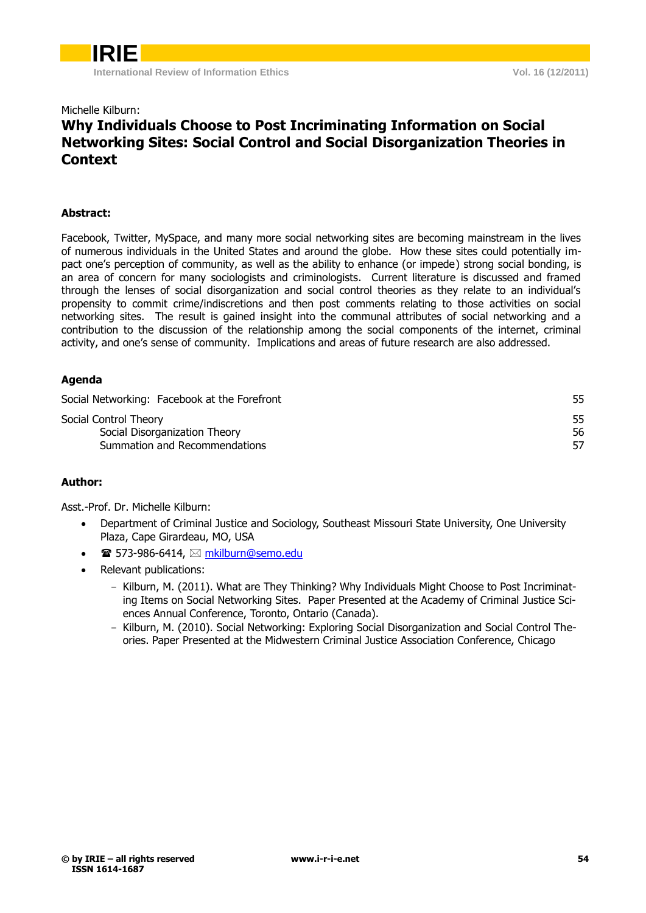Michelle Kilburn:

# Why Individuals Choose to Post Incriminating Information on Social Networking Sites: Social Control and Social Disorganization Theories in Context

## Abstract:

Facebook, Twitter, MySpace, and many more social networking sites are becoming mainstream in the lives of numerous individuals in the United States and around the globe. How these sites could potentially impact one's perception of community, as well as the ability to enhance (or impede) strong social bonding, is an area of concern for many sociologists and criminologists. Current literature is discussed and framed through the lenses of social disorganization and social control theories as they relate to an individual's propensity to commit crime/indiscretions and then post comments relating to those activities on social networking sites. The result is gained insight into the communal attributes of social networking and a contribution to the discussion of the relationship among the social components of the internet, criminal activity, and one's sense of community. Implications and areas of future research are also addressed.

## Agenda

| | |
|---|---|
| Social Networking: Facebook at the Forefront | 55 |
| Social Control Theory | 55 |
| Social Disorganization Theory | 56 |
| Summation and Recommendations | 57 |

## Author:

Asst.-Prof. Dr. Michelle Kilburn:

- Department of Criminal Justice and Sociology, Southeast Missouri State University, One University Plaza, Cape Girardeau, MO, USA
- ☎ 573-986-6414, ✉ mkilburn@semo.edu
- Relevant publications:
  - Kilburn, M. (2011). What are They Thinking? Why Individuals Might Choose to Post Incriminating Items on Social Networking Sites. Paper Presented at the Academy of Criminal Justice Sciences Annual Conference, Toronto, Ontario (Canada).
  - Kilburn, M. (2010). Social Networking: Exploring Social Disorganization and Social Control Theories. Paper Presented at the Midwestern Criminal Justice Association Conference, Chicago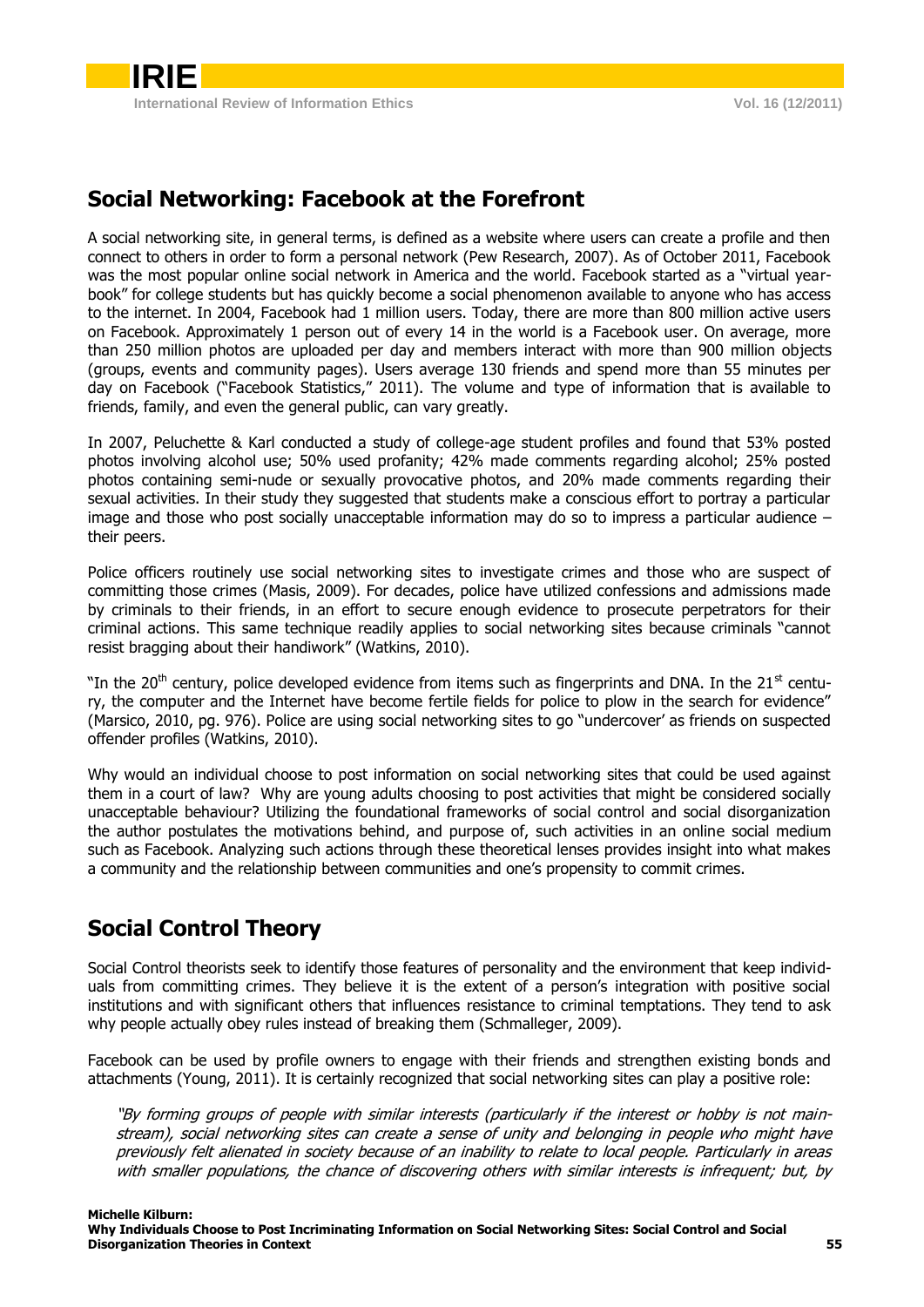## Social Networking: Facebook at the Forefront

A social networking site, in general terms, is defined as a website where users can create a profile and then connect to others in order to form a personal network (Pew Research, 2007). As of October 2011, Facebook was the most popular online social network in America and the world. Facebook started as a "virtual year-book" for college students but has quickly become a social phenomenon available to anyone who has access to the internet. In 2004, Facebook had 1 million users. Today, there are more than 800 million active users on Facebook. Approximately 1 person out of every 14 in the world is a Facebook user. On average, more than 250 million photos are uploaded per day and members interact with more than 900 million objects (groups, events and community pages). Users average 130 friends and spend more than 55 minutes per day on Facebook ("Facebook Statistics," 2011). The volume and type of information that is available to friends, family, and even the general public, can vary greatly.

In 2007, Peluchette & Karl conducted a study of college-age student profiles and found that 53% posted photos involving alcohol use; 50% used profanity; 42% made comments regarding alcohol; 25% posted photos containing semi-nude or sexually provocative photos, and 20% made comments regarding their sexual activities. In their study they suggested that students make a conscious effort to portray a particular image and those who post socially unacceptable information may do so to impress a particular audience – their peers.

Police officers routinely use social networking sites to investigate crimes and those who are suspect of committing those crimes (Masis, 2009). For decades, police have utilized confessions and admissions made by criminals to their friends, in an effort to secure enough evidence to prosecute perpetrators for their criminal actions. This same technique readily applies to social networking sites because criminals "cannot resist bragging about their handiwork" (Watkins, 2010).

"In the 20th century, police developed evidence from items such as fingerprints and DNA. In the 21st century, the computer and the Internet have become fertile fields for police to plow in the search for evidence" (Marsico, 2010, pg. 976). Police are using social networking sites to go "undercover' as friends on suspected offender profiles (Watkins, 2010).

Why would an individual choose to post information on social networking sites that could be used against them in a court of law? Why are young adults choosing to post activities that might be considered socially unacceptable behaviour? Utilizing the foundational frameworks of social control and social disorganization the author postulates the motivations behind, and purpose of, such activities in an online social medium such as Facebook. Analyzing such actions through these theoretical lenses provides insight into what makes a community and the relationship between communities and one's propensity to commit crimes.

## Social Control Theory

Social Control theorists seek to identify those features of personality and the environment that keep individuals from committing crimes. They believe it is the extent of a person's integration with positive social institutions and with significant others that influences resistance to criminal temptations. They tend to ask why people actually obey rules instead of breaking them (Schmalleger, 2009).

Facebook can be used by profile owners to engage with their friends and strengthen existing bonds and attachments (Young, 2011). It is certainly recognized that social networking sites can play a positive role:

> *"By forming groups of people with similar interests (particularly if the interest or hobby is not mainstream), social networking sites can create a sense of unity and belonging in people who might have previously felt alienated in society because of an inability to relate to local people. Particularly in areas with smaller populations, the chance of discovering others with similar interests is infrequent; but, by*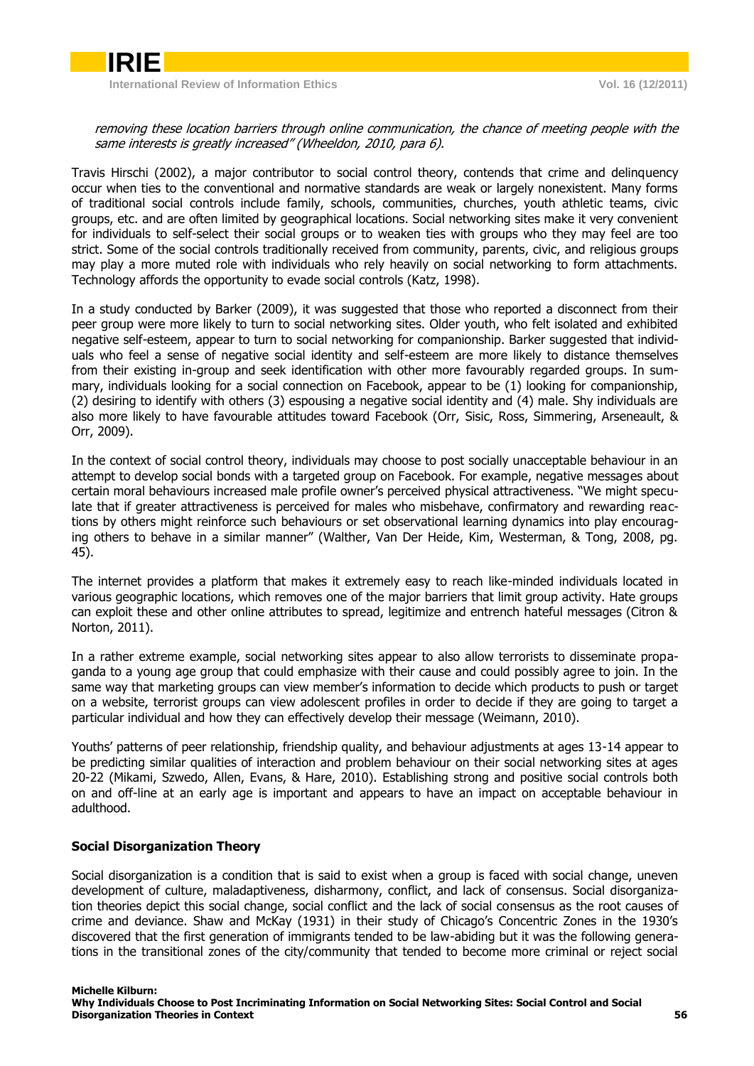*removing these location barriers through online communication, the chance of meeting people with the same interests is greatly increased" (Wheeldon, 2010, para 6).*

Travis Hirschi (2002), a major contributor to social control theory, contends that crime and delinquency occur when ties to the conventional and normative standards are weak or largely nonexistent. Many forms of traditional social controls include family, schools, communities, churches, youth athletic teams, civic groups, etc. and are often limited by geographical locations. Social networking sites make it very convenient for individuals to self-select their social groups or to weaken ties with groups who they may feel are too strict. Some of the social controls traditionally received from community, parents, civic, and religious groups may play a more muted role with individuals who rely heavily on social networking to form attachments. Technology affords the opportunity to evade social controls (Katz, 1998).

In a study conducted by Barker (2009), it was suggested that those who reported a disconnect from their peer group were more likely to turn to social networking sites. Older youth, who felt isolated and exhibited negative self-esteem, appear to turn to social networking for companionship. Barker suggested that individuals who feel a sense of negative social identity and self-esteem are more likely to distance themselves from their existing in-group and seek identification with other more favourably regarded groups. In summary, individuals looking for a social connection on Facebook, appear to be (1) looking for companionship, (2) desiring to identify with others (3) espousing a negative social identity and (4) male. Shy individuals are also more likely to have favourable attitudes toward Facebook (Orr, Sisic, Ross, Simmering, Arseneault, & Orr, 2009).

In the context of social control theory, individuals may choose to post socially unacceptable behaviour in an attempt to develop social bonds with a targeted group on Facebook. For example, negative messages about certain moral behaviours increased male profile owner's perceived physical attractiveness. "We might speculate that if greater attractiveness is perceived for males who misbehave, confirmatory and rewarding reactions by others might reinforce such behaviours or set observational learning dynamics into play encouraging others to behave in a similar manner" (Walther, Van Der Heide, Kim, Westerman, & Tong, 2008, pg. 45).

The internet provides a platform that makes it extremely easy to reach like-minded individuals located in various geographic locations, which removes one of the major barriers that limit group activity. Hate groups can exploit these and other online attributes to spread, legitimize and entrench hateful messages (Citron & Norton, 2011).

In a rather extreme example, social networking sites appear to also allow terrorists to disseminate propaganda to a young age group that could emphasize with their cause and could possibly agree to join. In the same way that marketing groups can view member's information to decide which products to push or target on a website, terrorist groups can view adolescent profiles in order to decide if they are going to target a particular individual and how they can effectively develop their message (Weimann, 2010).

Youths' patterns of peer relationship, friendship quality, and behaviour adjustments at ages 13-14 appear to be predicting similar qualities of interaction and problem behaviour on their social networking sites at ages 20-22 (Mikami, Szwedo, Allen, Evans, & Hare, 2010). Establishing strong and positive social controls both on and off-line at an early age is important and appears to have an impact on acceptable behaviour in adulthood.

### Social Disorganization Theory

Social disorganization is a condition that is said to exist when a group is faced with social change, uneven development of culture, maladaptiveness, disharmony, conflict, and lack of consensus. Social disorganization theories depict this social change, social conflict and the lack of social consensus as the root causes of crime and deviance. Shaw and McKay (1931) in their study of Chicago's Concentric Zones in the 1930's discovered that the first generation of immigrants tended to be law-abiding but it was the following generations in the transitional zones of the city/community that tended to become more criminal or reject social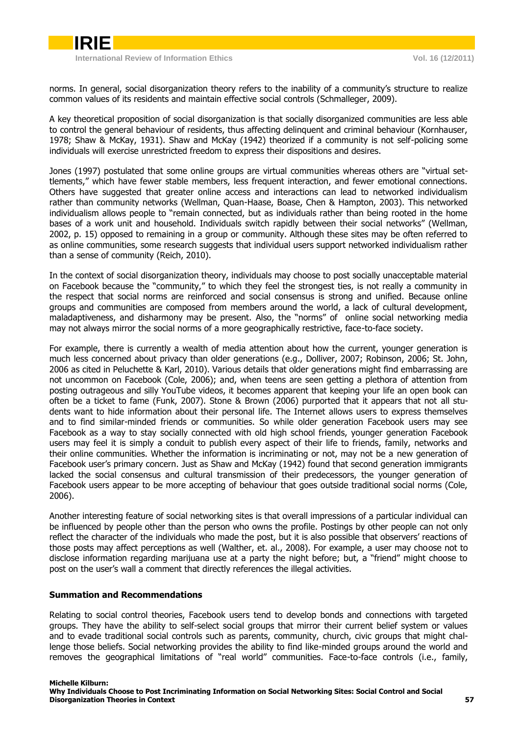norms. In general, social disorganization theory refers to the inability of a community's structure to realize common values of its residents and maintain effective social controls (Schmalleger, 2009).

A key theoretical proposition of social disorganization is that socially disorganized communities are less able to control the general behaviour of residents, thus affecting delinquent and criminal behaviour (Kornhauser, 1978; Shaw & McKay, 1931). Shaw and McKay (1942) theorized if a community is not self-policing some individuals will exercise unrestricted freedom to express their dispositions and desires.

Jones (1997) postulated that some online groups are virtual communities whereas others are "virtual settlements," which have fewer stable members, less frequent interaction, and fewer emotional connections. Others have suggested that greater online access and interactions can lead to networked individualism rather than community networks (Wellman, Quan-Haase, Boase, Chen & Hampton, 2003). This networked individualism allows people to "remain connected, but as individuals rather than being rooted in the home bases of a work unit and household. Individuals switch rapidly between their social networks" (Wellman, 2002, p. 15) opposed to remaining in a group or community. Although these sites may be often referred to as online communities, some research suggests that individual users support networked individualism rather than a sense of community (Reich, 2010).

In the context of social disorganization theory, individuals may choose to post socially unacceptable material on Facebook because the "community," to which they feel the strongest ties, is not really a community in the respect that social norms are reinforced and social consensus is strong and unified. Because online groups and communities are composed from members around the world, a lack of cultural development, maladaptiveness, and disharmony may be present. Also, the "norms" of online social networking media may not always mirror the social norms of a more geographically restrictive, face-to-face society.

For example, there is currently a wealth of media attention about how the current, younger generation is much less concerned about privacy than older generations (e.g., Dolliver, 2007; Robinson, 2006; St. John, 2006 as cited in Peluchette & Karl, 2010). Various details that older generations might find embarrassing are not uncommon on Facebook (Cole, 2006); and, when teens are seen getting a plethora of attention from posting outrageous and silly YouTube videos, it becomes apparent that keeping your life an open book can often be a ticket to fame (Funk, 2007). Stone & Brown (2006) purported that it appears that not all students want to hide information about their personal life. The Internet allows users to express themselves and to find similar-minded friends or communities. So while older generation Facebook users may see Facebook as a way to stay socially connected with old high school friends, younger generation Facebook users may feel it is simply a conduit to publish every aspect of their life to friends, family, networks and their online communities. Whether the information is incriminating or not, may not be a new generation of Facebook user's primary concern. Just as Shaw and McKay (1942) found that second generation immigrants lacked the social consensus and cultural transmission of their predecessors, the younger generation of Facebook users appear to be more accepting of behaviour that goes outside traditional social norms (Cole, 2006).

Another interesting feature of social networking sites is that overall impressions of a particular individual can be influenced by people other than the person who owns the profile. Postings by other people can not only reflect the character of the individuals who made the post, but it is also possible that observers' reactions of those posts may affect perceptions as well (Walther, et. al., 2008). For example, a user may choose not to disclose information regarding marijuana use at a party the night before; but, a "friend" might choose to post on the user's wall a comment that directly references the illegal activities.

## Summation and Recommendations

Relating to social control theories, Facebook users tend to develop bonds and connections with targeted groups. They have the ability to self-select social groups that mirror their current belief system or values and to evade traditional social controls such as parents, community, church, civic groups that might challenge those beliefs. Social networking provides the ability to find like-minded groups around the world and removes the geographical limitations of "real world" communities. Face-to-face controls (i.e., family,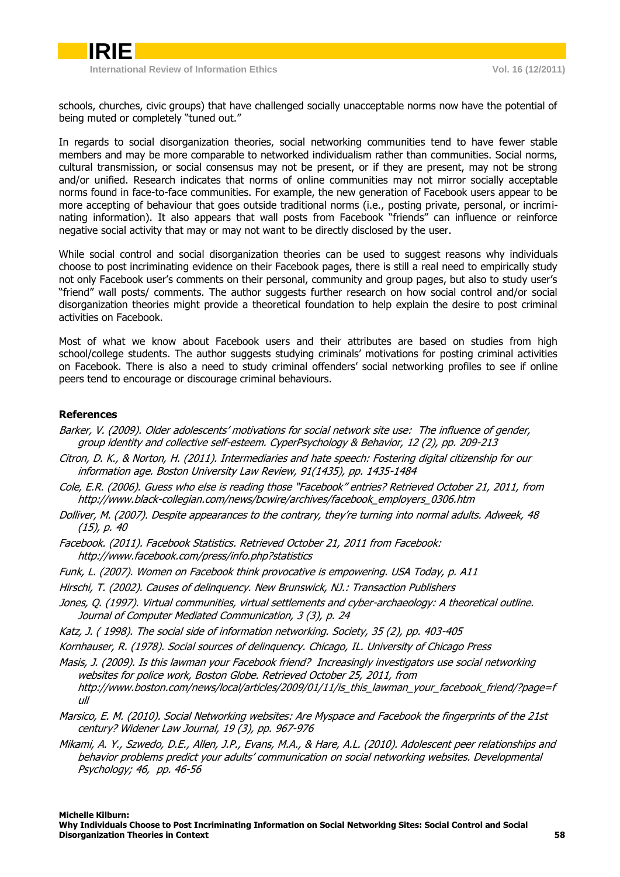schools, churches, civic groups) that have challenged socially unacceptable norms now have the potential of being muted or completely "tuned out."

In regards to social disorganization theories, social networking communities tend to have fewer stable members and may be more comparable to networked individualism rather than communities. Social norms, cultural transmission, or social consensus may not be present, or if they are present, may not be strong and/or unified. Research indicates that norms of online communities may not mirror socially acceptable norms found in face-to-face communities. For example, the new generation of Facebook users appear to be more accepting of behaviour that goes outside traditional norms (i.e., posting private, personal, or incriminating information). It also appears that wall posts from Facebook "friends" can influence or reinforce negative social activity that may or may not want to be directly disclosed by the user.

While social control and social disorganization theories can be used to suggest reasons why individuals choose to post incriminating evidence on their Facebook pages, there is still a real need to empirically study not only Facebook user's comments on their personal, community and group pages, but also to study user's "friend" wall posts/ comments. The author suggests further research on how social control and/or social disorganization theories might provide a theoretical foundation to help explain the desire to post criminal activities on Facebook.

Most of what we know about Facebook users and their attributes are based on studies from high school/college students. The author suggests studying criminals' motivations for posting criminal activities on Facebook. There is also a need to study criminal offenders' social networking profiles to see if online peers tend to encourage or discourage criminal behaviours.

## References

*Barker, V. (2009). Older adolescents' motivations for social network site use: The influence of gender, group identity and collective self-esteem. CyperPsychology & Behavior, 12 (2), pp. 209-213*

*Citron, D. K., & Norton, H. (2011). Intermediaries and hate speech: Fostering digital citizenship for our information age. Boston University Law Review, 91(1435), pp. 1435-1484*

*Cole, E.R. (2006). Guess who else is reading those "Facebook" entries? Retrieved October 21, 2011, from http://www.black-collegian.com/news/bcwire/archives/facebook_employers_0306.htm*

*Dolliver, M. (2007). Despite appearances to the contrary, they're turning into normal adults. Adweek, 48 (15), p. 40*

*Facebook. (2011). Facebook Statistics. Retrieved October 21, 2011 from Facebook: http://www.facebook.com/press/info.php?statistics*

*Funk, L. (2007). Women on Facebook think provocative is empowering. USA Today, p. A11*

*Hirschi, T. (2002). Causes of delinquency. New Brunswick, NJ.: Transaction Publishers*

*Jones, Q. (1997). Virtual communities, virtual settlements and cyber-archaeology: A theoretical outline. Journal of Computer Mediated Communication, 3 (3), p. 24*

*Katz, J. ( 1998). The social side of information networking. Society, 35 (2), pp. 403-405*

*Kornhauser, R. (1978). Social sources of delinquency. Chicago, IL. University of Chicago Press*

*Masis, J. (2009). Is this lawman your Facebook friend? Increasingly investigators use social networking websites for police work, Boston Globe. Retrieved October 25, 2011, from http://www.boston.com/news/local/articles/2009/01/11/is_this_lawman_your_facebook_friend/?page=full*

*Marsico, E. M. (2010). Social Networking websites: Are Myspace and Facebook the fingerprints of the 21st century? Widener Law Journal, 19 (3), pp. 967-976*

*Mikami, A. Y., Szwedo, D.E., Allen, J.P., Evans, M.A., & Hare, A.L. (2010). Adolescent peer relationships and behavior problems predict your adults' communication on social networking websites. Developmental Psychology; 46, pp. 46-56*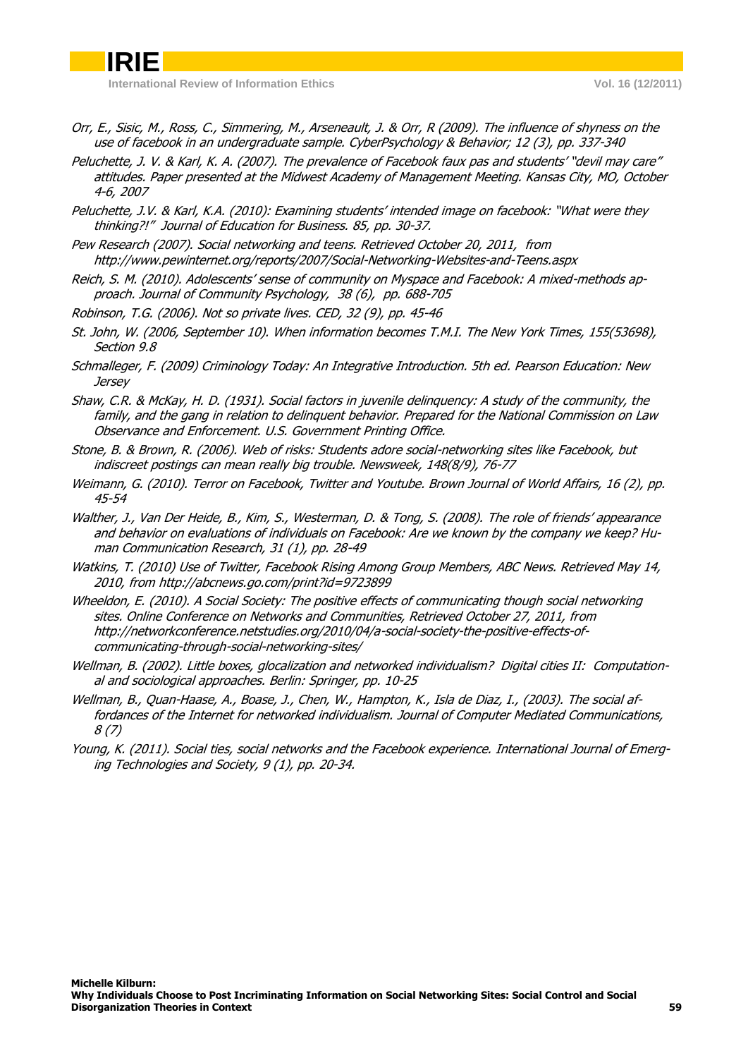*Orr, E., Sisic, M., Ross, C., Simmering, M., Arseneault, J. & Orr, R (2009). The influence of shyness on the use of facebook in an undergraduate sample. CyberPsychology & Behavior; 12 (3), pp. 337-340*

*Peluchette, J. V. & Karl, K. A. (2007). The prevalence of Facebook faux pas and students' "devil may care" attitudes. Paper presented at the Midwest Academy of Management Meeting. Kansas City, MO, October 4-6, 2007*

*Peluchette, J.V. & Karl, K.A. (2010): Examining students' intended image on facebook: "What were they thinking?!" Journal of Education for Business. 85, pp. 30-37.*

*Pew Research (2007). Social networking and teens. Retrieved October 20, 2011, from http://www.pewinternet.org/reports/2007/Social-Networking-Websites-and-Teens.aspx*

*Reich, S. M. (2010). Adolescents' sense of community on Myspace and Facebook: A mixed-methods approach. Journal of Community Psychology, 38 (6), pp. 688-705*

*Robinson, T.G. (2006). Not so private lives. CED, 32 (9), pp. 45-46*

*St. John, W. (2006, September 10). When information becomes T.M.I. The New York Times, 155(53698), Section 9.8*

*Schmalleger, F. (2009) Criminology Today: An Integrative Introduction. 5th ed. Pearson Education: New Jersey*

*Shaw, C.R. & McKay, H. D. (1931). Social factors in juvenile delinquency: A study of the community, the family, and the gang in relation to delinquent behavior. Prepared for the National Commission on Law Observance and Enforcement. U.S. Government Printing Office.*

*Stone, B. & Brown, R. (2006). Web of risks: Students adore social-networking sites like Facebook, but indiscreet postings can mean really big trouble. Newsweek, 148(8/9), 76-77*

*Weimann, G. (2010). Terror on Facebook, Twitter and Youtube. Brown Journal of World Affairs, 16 (2), pp. 45-54*

*Walther, J., Van Der Heide, B., Kim, S., Westerman, D. & Tong, S. (2008). The role of friends' appearance and behavior on evaluations of individuals on Facebook: Are we known by the company we keep? Human Communication Research, 31 (1), pp. 28-49*

*Watkins, T. (2010) Use of Twitter, Facebook Rising Among Group Members, ABC News. Retrieved May 14, 2010, from http://abcnews.go.com/print?id=9723899*

*Wheeldon, E. (2010). A Social Society: The positive effects of communicating though social networking sites. Online Conference on Networks and Communities, Retrieved October 27, 2011, from http://networkconference.netstudies.org/2010/04/a-social-society-the-positive-effects-of-communicating-through-social-networking-sites/*

*Wellman, B. (2002). Little boxes, glocalization and networked individualism? Digital cities II: Computational and sociological approaches. Berlin: Springer, pp. 10-25*

*Wellman, B., Quan-Haase, A., Boase, J., Chen, W., Hampton, K., Isla de Diaz, I., (2003). The social affordances of the Internet for networked individualism. Journal of Computer Mediated Communications, 8 (7)*

*Young, K. (2011). Social ties, social networks and the Facebook experience. International Journal of Emerging Technologies and Society, 9 (1), pp. 20-34.*